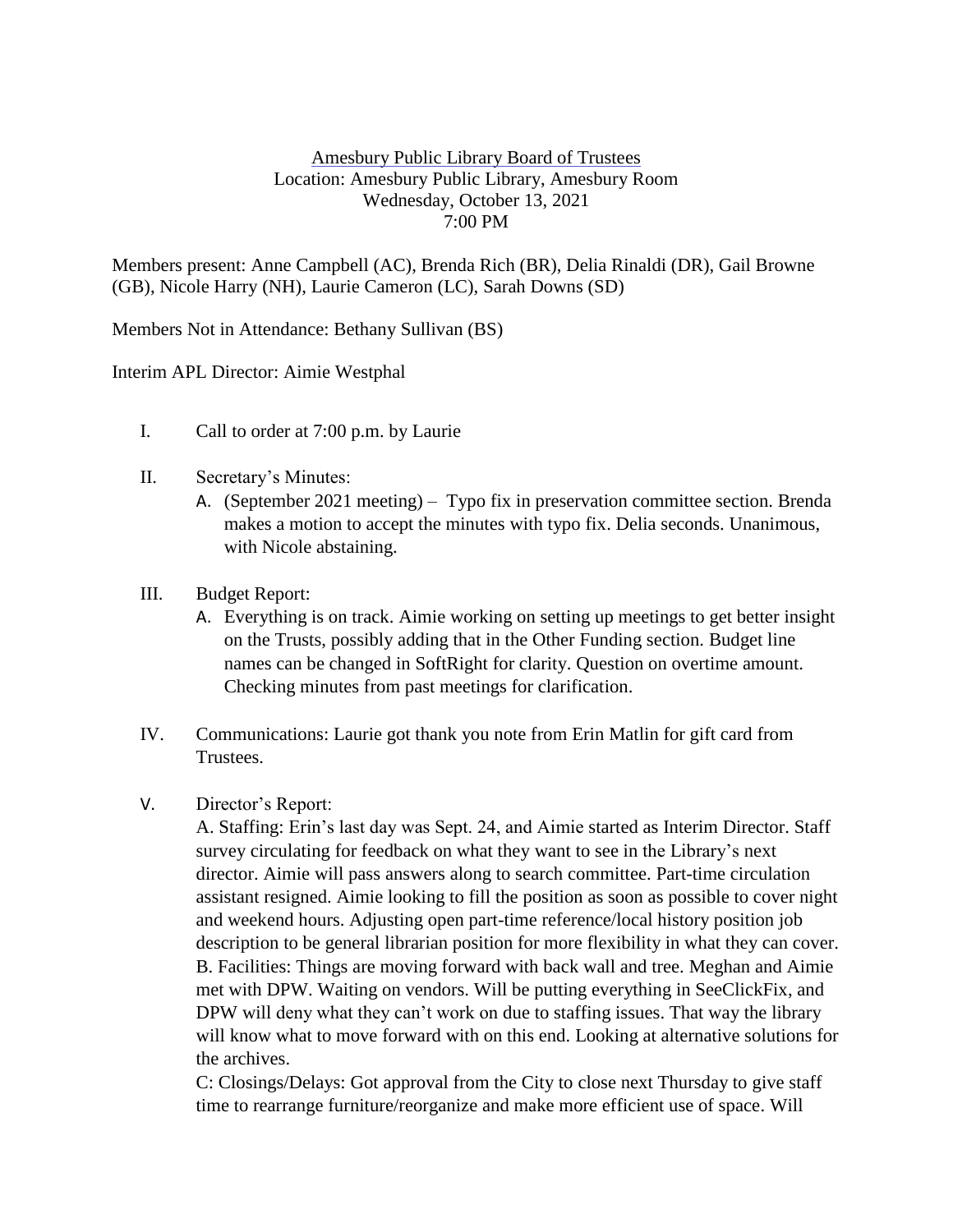Amesbury Public Library Board of Trustees
Location: Amesbury Public Library, Amesbury Room
Wednesday, October 13, 2021
7:00 PM

Members present: Anne Campbell (AC), Brenda Rich (BR), Delia Rinaldi (DR), Gail Browne (GB), Nicole Harry (NH), Laurie Cameron (LC), Sarah Downs (SD)

Members Not in Attendance: Bethany Sullivan (BS)

Interim APL Director: Aimie Westphal

I. Call to order at 7:00 p.m. by Laurie

II. Secretary's Minutes:
   A. (September 2021 meeting) – Typo fix in preservation committee section. Brenda makes a motion to accept the minutes with typo fix. Delia seconds. Unanimous, with Nicole abstaining.

III. Budget Report:
   A. Everything is on track. Aimie working on setting up meetings to get better insight on the Trusts, possibly adding that in the Other Funding section. Budget line names can be changed in SoftRight for clarity. Question on overtime amount. Checking minutes from past meetings for clarification.

IV. Communications: Laurie got thank you note from Erin Matlin for gift card from Trustees.

V. Director's Report:
   A. Staffing: Erin's last day was Sept. 24, and Aimie started as Interim Director. Staff survey circulating for feedback on what they want to see in the Library's next director. Aimie will pass answers along to search committee. Part-time circulation assistant resigned. Aimie looking to fill the position as soon as possible to cover night and weekend hours. Adjusting open part-time reference/local history position job description to be general librarian position for more flexibility in what they can cover.
   B. Facilities: Things are moving forward with back wall and tree. Meghan and Aimie met with DPW. Waiting on vendors. Will be putting everything in SeeClickFix, and DPW will deny what they can't work on due to staffing issues. That way the library will know what to move forward with on this end. Looking at alternative solutions for the archives.
   C: Closings/Delays: Got approval from the City to close next Thursday to give staff time to rearrange furniture/reorganize and make more efficient use of space. Will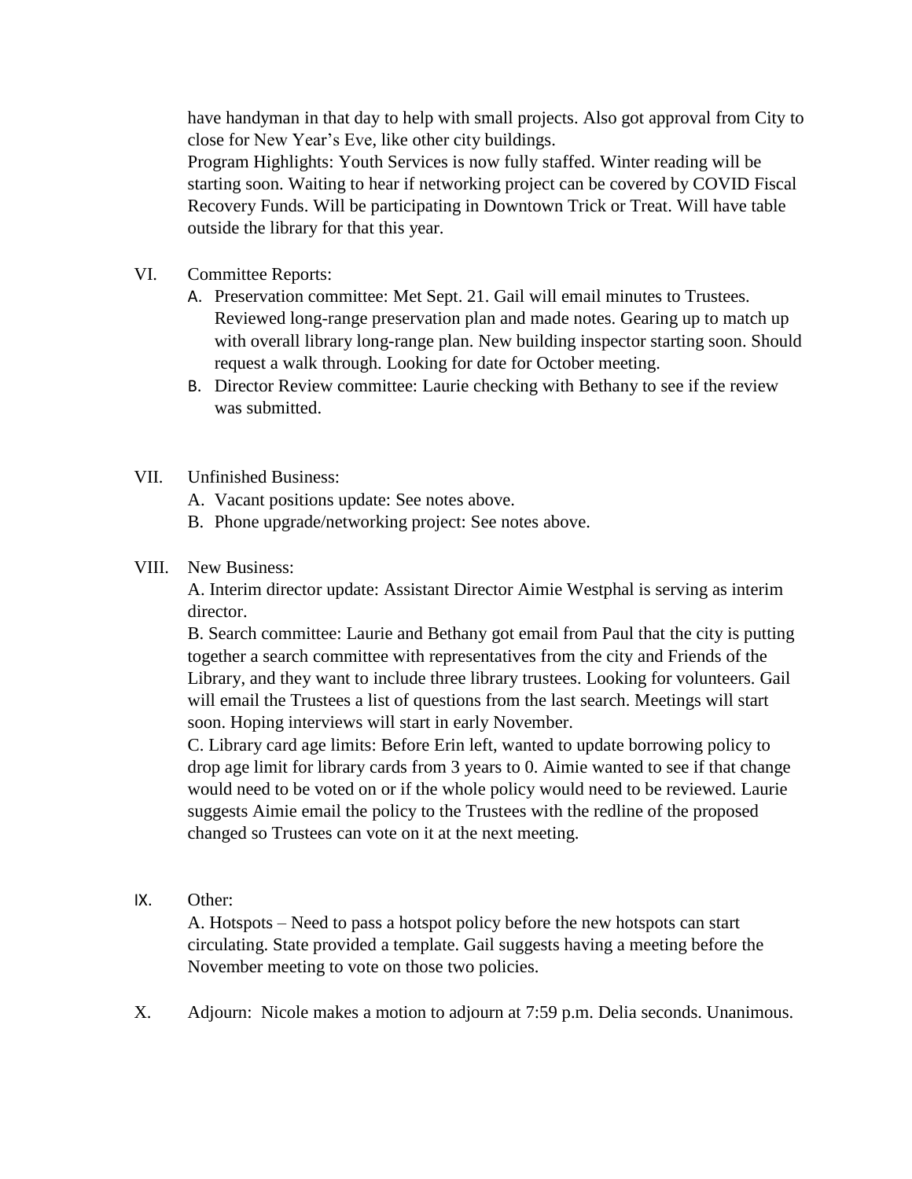have handyman in that day to help with small projects. Also got approval from City to close for New Year's Eve, like other city buildings.

Program Highlights: Youth Services is now fully staffed. Winter reading will be starting soon. Waiting to hear if networking project can be covered by COVID Fiscal Recovery Funds. Will be participating in Downtown Trick or Treat. Will have table outside the library for that this year.

VI. Committee Reports:

A. Preservation committee: Met Sept. 21. Gail will email minutes to Trustees. Reviewed long-range preservation plan and made notes. Gearing up to match up with overall library long-range plan. New building inspector starting soon. Should request a walk through. Looking for date for October meeting.

B. Director Review committee: Laurie checking with Bethany to see if the review was submitted.

VII. Unfinished Business:

A. Vacant positions update: See notes above.

B. Phone upgrade/networking project: See notes above.

VIII. New Business:

A. Interim director update: Assistant Director Aimie Westphal is serving as interim director.

B. Search committee: Laurie and Bethany got email from Paul that the city is putting together a search committee with representatives from the city and Friends of the Library, and they want to include three library trustees. Looking for volunteers. Gail will email the Trustees a list of questions from the last search. Meetings will start soon. Hoping interviews will start in early November.

C. Library card age limits: Before Erin left, wanted to update borrowing policy to drop age limit for library cards from 3 years to 0. Aimie wanted to see if that change would need to be voted on or if the whole policy would need to be reviewed. Laurie suggests Aimie email the policy to the Trustees with the redline of the proposed changed so Trustees can vote on it at the next meeting.

IX. Other:

A. Hotspots – Need to pass a hotspot policy before the new hotspots can start circulating. State provided a template. Gail suggests having a meeting before the November meeting to vote on those two policies.

X. Adjourn: Nicole makes a motion to adjourn at 7:59 p.m. Delia seconds. Unanimous.